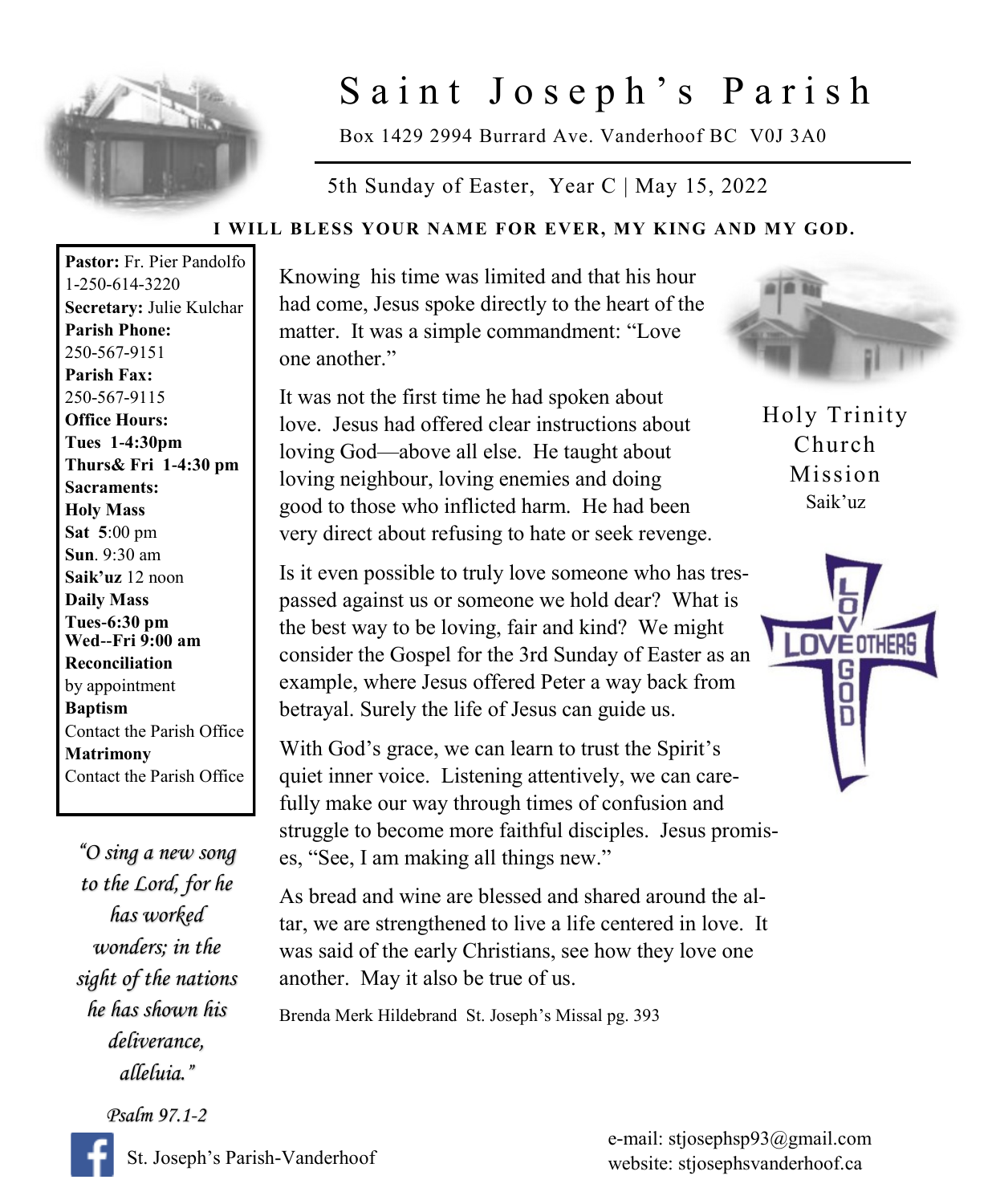# Saint Joseph's Parish

Box 1429 2994 Burrard Ave. Vanderhoof BC V0J 3A0

5th Sunday of Easter, Year C | May 15, 2022

**I WILL BLESS YOUR NAME FOR EVER, MY KING AND MY GOD.**

**Pastor:** Fr. Pier Pandolfo
1-250-614-3220
**Secretary:** Julie Kulchar
**Parish Phone:**
250-567-9151
**Parish Fax:**
250-567-9115
**Office Hours:**
**Tues 1-4:30pm**
**Thurs& Fri 1-4:30 pm**
**Sacraments:**
**Holy Mass**
**Sat 5**:00 pm
**Sun**. 9:30 am
**Saik'uz** 12 noon
**Daily Mass**
**Tues-6:30 pm**
**Wed--Fri 9:00 am**
**Reconciliation**
by appointment
**Baptism**
Contact the Parish Office
**Matrimony**
Contact the Parish Office

*"O sing a new song to the Lord, for he has worked wonders; in the sight of the nations he has shown his deliverance, alleluia."*

*Psalm 97.1-2*

Knowing his time was limited and that his hour had come, Jesus spoke directly to the heart of the matter. It was a simple commandment: "Love one another."

It was not the first time he had spoken about love. Jesus had offered clear instructions about loving God—above all else. He taught about loving neighbour, loving enemies and doing good to those who inflicted harm. He had been very direct about refusing to hate or seek revenge.

Is it even possible to truly love someone who has trespassed against us or someone we hold dear? What is the best way to be loving, fair and kind? We might consider the Gospel for the 3rd Sunday of Easter as an example, where Jesus offered Peter a way back from betrayal. Surely the life of Jesus can guide us.

With God's grace, we can learn to trust the Spirit's quiet inner voice. Listening attentively, we can carefully make our way through times of confusion and struggle to become more faithful disciples. Jesus promises, "See, I am making all things new."

As bread and wine are blessed and shared around the altar, we are strengthened to live a life centered in love. It was said of the early Christians, see how they love one another. May it also be true of us.

Brenda Merk Hildebrand St. Joseph's Missal pg. 393

Holy Trinity Church Mission
Saik'uz

LOVE GOD
LOVE OTHERS

St. Joseph's Parish-Vanderhoof

e-mail: stjosephsp93@gmail.com
website: stjosephsvanderhoof.ca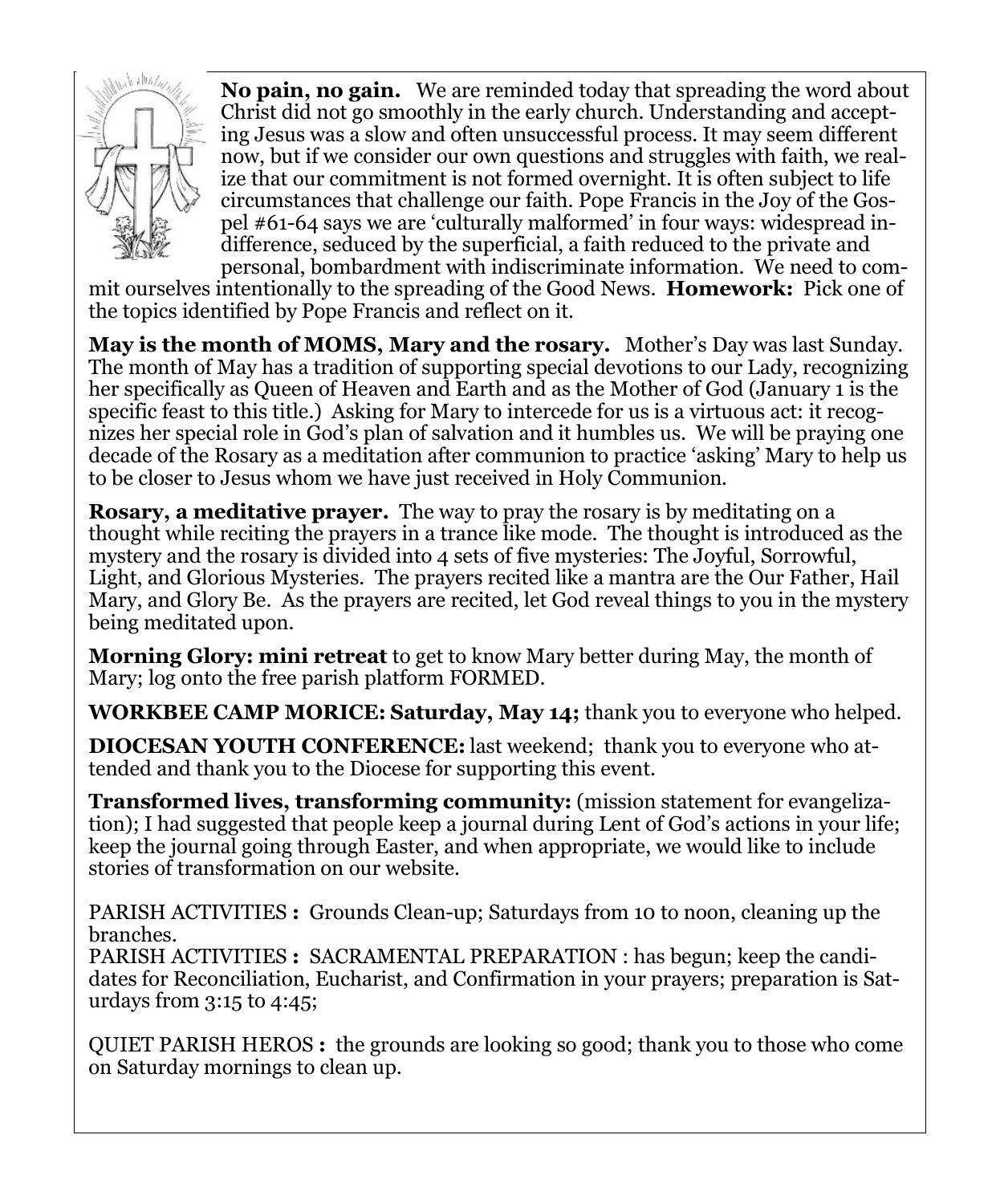**No pain, no gain.** We are reminded today that spreading the word about Christ did not go smoothly in the early church. Understanding and accepting Jesus was a slow and often unsuccessful process. It may seem different now, but if we consider our own questions and struggles with faith, we realize that our commitment is not formed overnight. It is often subject to life circumstances that challenge our faith. Pope Francis in the Joy of the Gospel #61-64 says we are 'culturally malformed' in four ways: widespread indifference, seduced by the superficial, a faith reduced to the private and personal, bombardment with indiscriminate information. We need to commit ourselves intentionally to the spreading of the Good News. **Homework:** Pick one of the topics identified by Pope Francis and reflect on it.

**May is the month of MOMS, Mary and the rosary.** Mother's Day was last Sunday. The month of May has a tradition of supporting special devotions to our Lady, recognizing her specifically as Queen of Heaven and Earth and as the Mother of God (January 1 is the specific feast to this title.) Asking for Mary to intercede for us is a virtuous act: it recognizes her special role in God's plan of salvation and it humbles us. We will be praying one decade of the Rosary as a meditation after communion to practice 'asking' Mary to help us to be closer to Jesus whom we have just received in Holy Communion.

**Rosary, a meditative prayer.** The way to pray the rosary is by meditating on a thought while reciting the prayers in a trance like mode. The thought is introduced as the mystery and the rosary is divided into 4 sets of five mysteries: The Joyful, Sorrowful, Light, and Glorious Mysteries. The prayers recited like a mantra are the Our Father, Hail Mary, and Glory Be. As the prayers are recited, let God reveal things to you in the mystery being meditated upon.

**Morning Glory: mini retreat** to get to know Mary better during May, the month of Mary; log onto the free parish platform FORMED.

**WORKBEE CAMP MORICE: Saturday, May 14;** thank you to everyone who helped.

**DIOCESAN YOUTH CONFERENCE:** last weekend; thank you to everyone who attended and thank you to the Diocese for supporting this event.

**Transformed lives, transforming community:** (mission statement for evangelization); I had suggested that people keep a journal during Lent of God's actions in your life; keep the journal going through Easter, and when appropriate, we would like to include stories of transformation on our website.

PARISH ACTIVITIES **:** Grounds Clean-up; Saturdays from 10 to noon, cleaning up the branches.
PARISH ACTIVITIES **:** SACRAMENTAL PREPARATION : has begun; keep the candidates for Reconciliation, Eucharist, and Confirmation in your prayers; preparation is Saturdays from 3:15 to 4:45;

QUIET PARISH HEROS **:** the grounds are looking so good; thank you to those who come on Saturday mornings to clean up.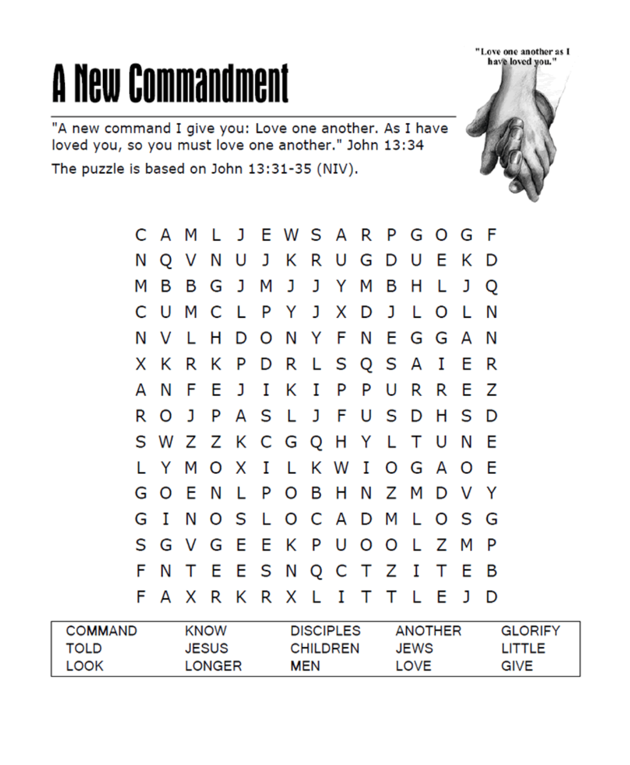# A New Commandment

"A new command I give you: Love one another. As I have loved you, so you must love one another." John 13:34

The puzzle is based on John 13:31-35 (NIV).

"Love one another as I have loved you."

```
C A M L J E W S A R P G O G F
N Q V N U J K R U G D U E K D
M B B G J M J J Y M B H L J Q
C U M C L P Y J X D J L O L N
N V L H D O N Y F N E G G A N
X K R K P D R L S Q S A I E R
A N F E J I K I P P U R R E Z
R O J P A S L J F U S D H S D
S W Z Z K C G Q H Y L T U N E
L Y M O X I L K W I O G A O E
G O E N L P O B H N Z M D V Y
G I N O S L O C A D M L O S G
S G V G E E K P U O O L Z M P
F N T E E S N Q C T Z I T E B
F A X R K R X L I T T L E J D
```

| | | | | |
|---|---|---|---|---|
| COMMAND | KNOW | DISCIPLES | ANOTHER | GLORIFY |
| TOLD | JESUS | CHILDREN | JEWS | LITTLE |
| LOOK | LONGER | MEN | LOVE | GIVE |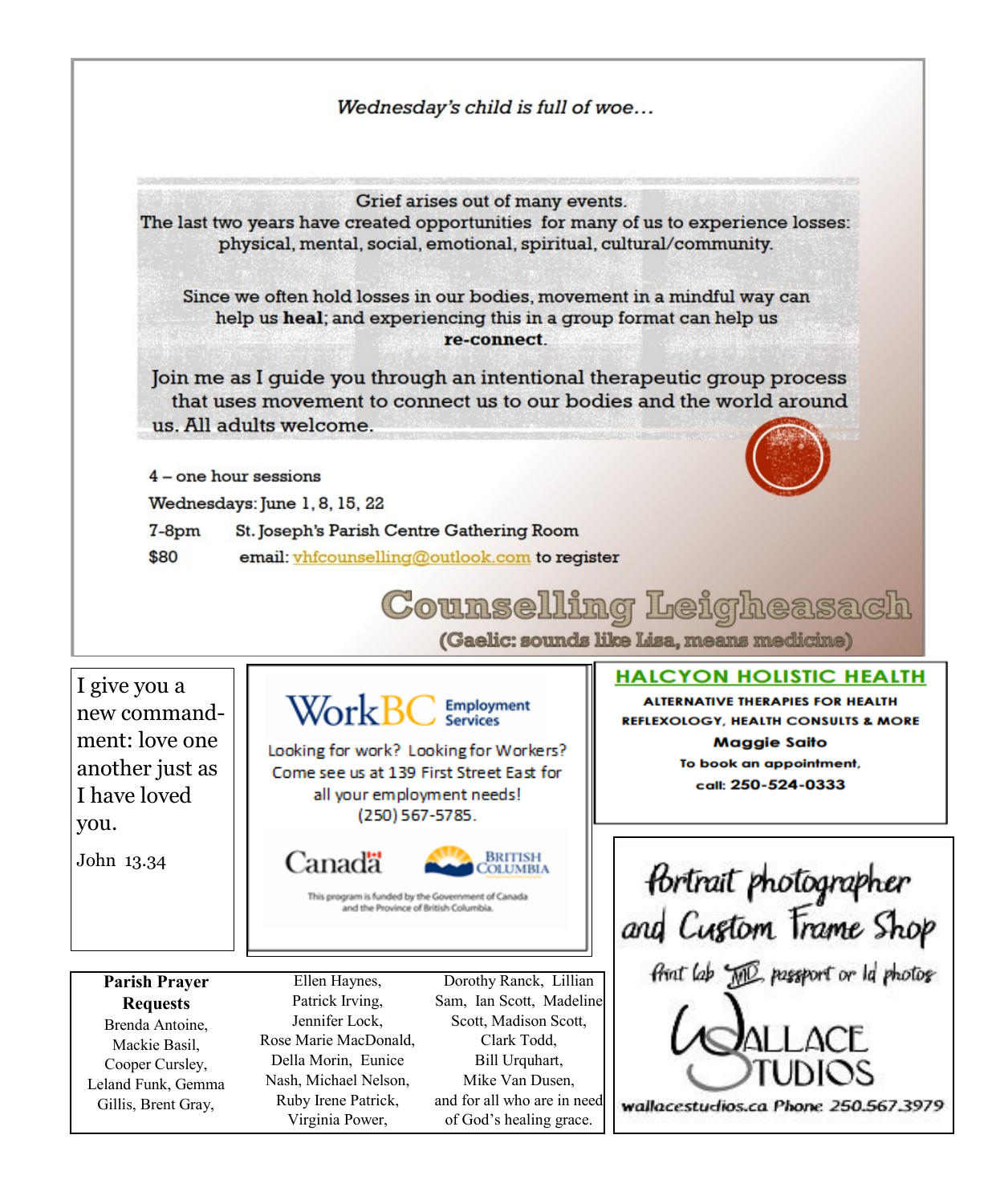*Wednesday's child is full of woe…*

Grief arises out of many events.
The last two years have created opportunities for many of us to experience losses: physical, mental, social, emotional, spiritual, cultural/community.

Since we often hold losses in our bodies, movement in a mindful way can help us **heal**; and experiencing this in a group format can help us **re-connect**.

Join me as I guide you through an intentional therapeutic group process that uses movement to connect us to our bodies and the world around us. All adults welcome.

4 – one hour sessions
Wednesdays: June 1, 8, 15, 22
7-8pm St. Joseph's Parish Centre Gathering Room
$80 email: vhfcounselling@outlook.com to register

**Counselling Leigheasach**
(Gaelic: sounds like Lisa, means medicine)

I give you a new commandment: love one another just as I have loved you.

John 13.34

**WorkBC Employment Services**

Looking for work? Looking for Workers? Come see us at 139 First Street East for all your employment needs! (250) 567-5785.

Canada British Columbia

This program is funded by the Government of Canada and the Province of British Columbia.

**HALCYON HOLISTIC HEALTH**

ALTERNATIVE THERAPIES FOR HEALTH
REFLEXOLOGY, HEALTH CONSULTS & MORE
**Maggie Saito**
To book an appointment,
call: 250-524-0333

Portrait photographer and Custom Frame Shop
Print lab, passport or Id photos
WALLACE STUDIOS
wallacestudios.ca Phone 250.567.3979

**Parish Prayer Requests**

Brenda Antoine, Mackie Basil, Cooper Cursley, Leland Funk, Gemma Gillis, Brent Gray, Ellen Haynes, Patrick Irving, Jennifer Lock, Rose Marie MacDonald, Della Morin, Eunice Nash, Michael Nelson, Ruby Irene Patrick, Virginia Power, Dorothy Ranck, Lillian Sam, Ian Scott, Madeline Scott, Madison Scott, Clark Todd, Bill Urquhart, Mike Van Dusen, and for all who are in need of God's healing grace.